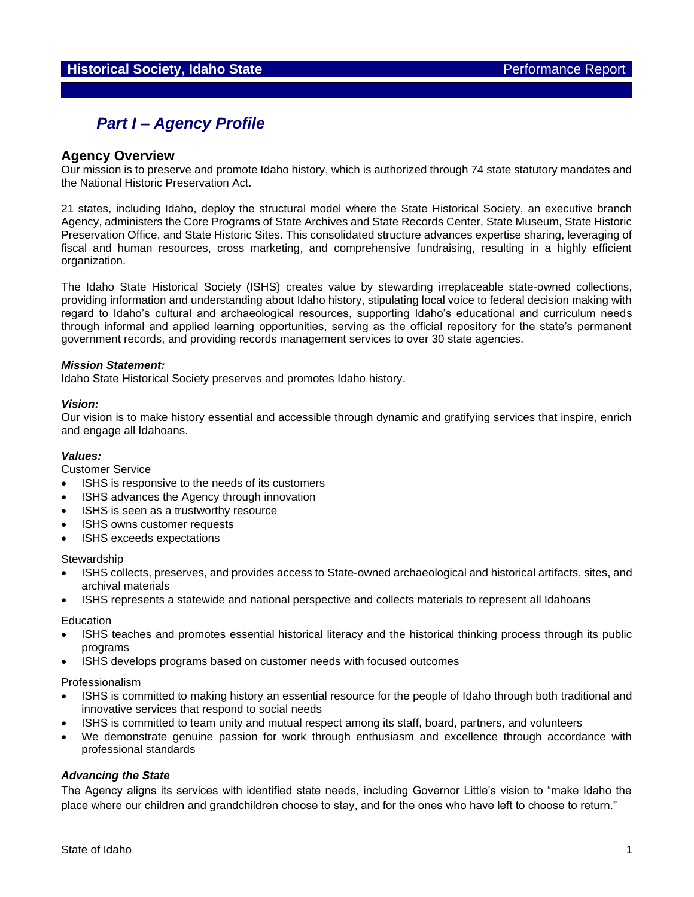# Historical Society, Idaho State — Performance Report

## *Part I – Agency Profile*

### Agency Overview

Our mission is to preserve and promote Idaho history, which is authorized through 74 state statutory mandates and the National Historic Preservation Act.

21 states, including Idaho, deploy the structural model where the State Historical Society, an executive branch Agency, administers the Core Programs of State Archives and State Records Center, State Museum, State Historic Preservation Office, and State Historic Sites. This consolidated structure advances expertise sharing, leveraging of fiscal and human resources, cross marketing, and comprehensive fundraising, resulting in a highly efficient organization.

The Idaho State Historical Society (ISHS) creates value by stewarding irreplaceable state-owned collections, providing information and understanding about Idaho history, stipulating local voice to federal decision making with regard to Idaho's cultural and archaeological resources, supporting Idaho's educational and curriculum needs through informal and applied learning opportunities, serving as the official repository for the state's permanent government records, and providing records management services to over 30 state agencies.

***Mission Statement:***

Idaho State Historical Society preserves and promotes Idaho history.

***Vision:***

Our vision is to make history essential and accessible through dynamic and gratifying services that inspire, enrich and engage all Idahoans.

***Values:***

Customer Service

- ISHS is responsive to the needs of its customers
- ISHS advances the Agency through innovation
- ISHS is seen as a trustworthy resource
- ISHS owns customer requests
- ISHS exceeds expectations

Stewardship

- ISHS collects, preserves, and provides access to State-owned archaeological and historical artifacts, sites, and archival materials
- ISHS represents a statewide and national perspective and collects materials to represent all Idahoans

Education

- ISHS teaches and promotes essential historical literacy and the historical thinking process through its public programs
- ISHS develops programs based on customer needs with focused outcomes

Professionalism

- ISHS is committed to making history an essential resource for the people of Idaho through both traditional and innovative services that respond to social needs
- ISHS is committed to team unity and mutual respect among its staff, board, partners, and volunteers
- We demonstrate genuine passion for work through enthusiasm and excellence through accordance with professional standards

***Advancing the State***

The Agency aligns its services with identified state needs, including Governor Little's vision to "make Idaho the place where our children and grandchildren choose to stay, and for the ones who have left to choose to return."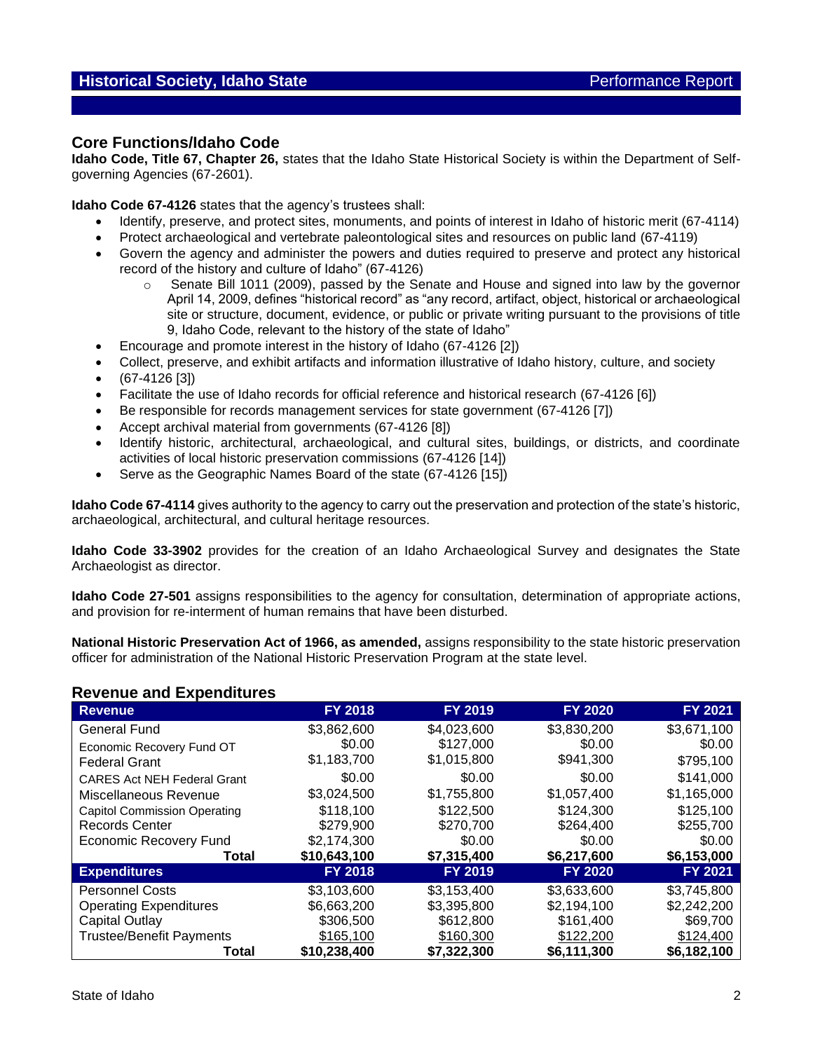## Core Functions/Idaho Code

**Idaho Code, Title 67, Chapter 26,** states that the Idaho State Historical Society is within the Department of Self-governing Agencies (67-2601).

**Idaho Code 67-4126** states that the agency's trustees shall:

- Identify, preserve, and protect sites, monuments, and points of interest in Idaho of historic merit (67-4114)
- Protect archaeological and vertebrate paleontological sites and resources on public land (67-4119)
- Govern the agency and administer the powers and duties required to preserve and protect any historical record of the history and culture of Idaho" (67-4126)
    - Senate Bill 1011 (2009), passed by the Senate and House and signed into law by the governor April 14, 2009, defines "historical record" as "any record, artifact, object, historical or archaeological site or structure, document, evidence, or public or private writing pursuant to the provisions of title 9, Idaho Code, relevant to the history of the state of Idaho"
- Encourage and promote interest in the history of Idaho (67-4126 [2])
- Collect, preserve, and exhibit artifacts and information illustrative of Idaho history, culture, and society
- (67-4126 [3])
- Facilitate the use of Idaho records for official reference and historical research (67-4126 [6])
- Be responsible for records management services for state government (67-4126 [7])
- Accept archival material from governments (67-4126 [8])
- Identify historic, architectural, archaeological, and cultural sites, buildings, or districts, and coordinate activities of local historic preservation commissions (67-4126 [14])
- Serve as the Geographic Names Board of the state (67-4126 [15])

**Idaho Code 67-4114** gives authority to the agency to carry out the preservation and protection of the state's historic, archaeological, architectural, and cultural heritage resources.

**Idaho Code 33-3902** provides for the creation of an Idaho Archaeological Survey and designates the State Archaeologist as director.

**Idaho Code 27-501** assigns responsibilities to the agency for consultation, determination of appropriate actions, and provision for re-interment of human remains that have been disturbed.

**National Historic Preservation Act of 1966, as amended,** assigns responsibility to the state historic preservation officer for administration of the National Historic Preservation Program at the state level.

## Revenue and Expenditures

| Revenue | FY 2018 | FY 2019 | FY 2020 | FY 2021 |
|---|---|---|---|---|
| General Fund | $3,862,600 | $4,023,600 | $3,830,200 | $3,671,100 |
| Economic Recovery Fund OT | $0.00 | $127,000 | $0.00 | $0.00 |
| Federal Grant | $1,183,700 | $1,015,800 | $941,300 | $795,100 |
| CARES Act NEH Federal Grant | $0.00 | $0.00 | $0.00 | $141,000 |
| Miscellaneous Revenue | $3,024,500 | $1,755,800 | $1,057,400 | $1,165,000 |
| Capitol Commission Operating | $118,100 | $122,500 | $124,300 | $125,100 |
| Records Center | $279,900 | $270,700 | $264,400 | $255,700 |
| Economic Recovery Fund | $2,174,300 | $0.00 | $0.00 | $0.00 |
| **Total** | **$10,643,100** | **$7,315,400** | **$6,217,600** | **$6,153,000** |
| **Expenditures** | **FY 2018** | **FY 2019** | **FY 2020** | **FY 2021** |
| Personnel Costs | $3,103,600 | $3,153,400 | $3,633,600 | $3,745,800 |
| Operating Expenditures | $6,663,200 | $3,395,800 | $2,194,100 | $2,242,200 |
| Capital Outlay | $306,500 | $612,800 | $161,400 | $69,700 |
| Trustee/Benefit Payments | $165,100 | $160,300 | $122,200 | $124,400 |
| **Total** | **$10,238,400** | **$7,322,300** | **$6,111,300** | **$6,182,100** |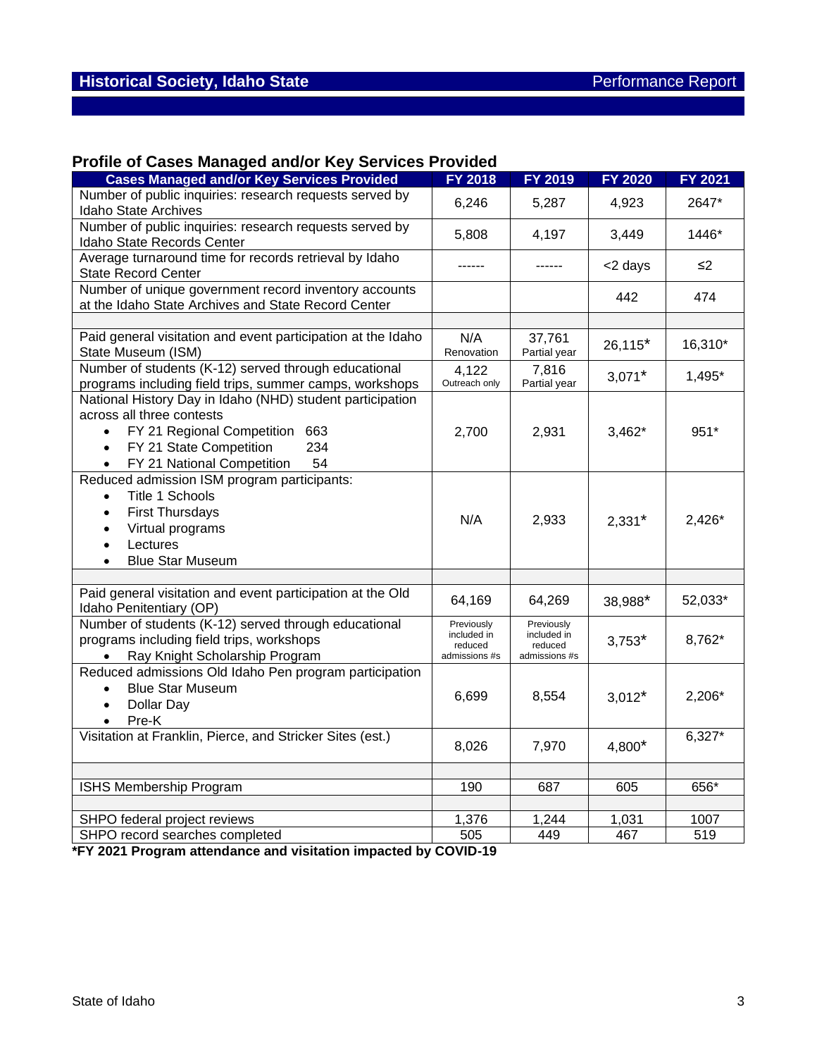## Profile of Cases Managed and/or Key Services Provided

| Cases Managed and/or Key Services Provided | FY 2018 | FY 2019 | FY 2020 | FY 2021 |
|---|---|---|---|---|
| Number of public inquiries: research requests served by Idaho State Archives | 6,246 | 5,287 | 4,923 | 2647* |
| Number of public inquiries: research requests served by Idaho State Records Center | 5,808 | 4,197 | 3,449 | 1446* |
| Average turnaround time for records retrieval by Idaho State Record Center | ------ | ------ | <2 days | ≤2 |
| Number of unique government record inventory accounts at the Idaho State Archives and State Record Center | | | 442 | 474 |
| | | | | |
| Paid general visitation and event participation at the Idaho State Museum (ISM) | N/A Renovation | 37,761 Partial year | 26,115* | 16,310* |
| Number of students (K-12) served through educational programs including field trips, summer camps, workshops | 4,122 Outreach only | 7,816 Partial year | 3,071* | 1,495* |
| National History Day in Idaho (NHD) student participation across all three contests<br>• FY 21 Regional Competition 663<br>• FY 21 State Competition 234<br>• FY 21 National Competition 54 | 2,700 | 2,931 | 3,462* | 951* |
| Reduced admission ISM program participants:<br>• Title 1 Schools<br>• First Thursdays<br>• Virtual programs<br>• Lectures<br>• Blue Star Museum | N/A | 2,933 | 2,331* | 2,426* |
| | | | | |
| Paid general visitation and event participation at the Old Idaho Penitentiary (OP) | 64,169 | 64,269 | 38,988* | 52,033* |
| Number of students (K-12) served through educational programs including field trips, workshops<br>• Ray Knight Scholarship Program | Previously included in reduced admissions #s | Previously included in reduced admissions #s | 3,753* | 8,762* |
| Reduced admissions Old Idaho Pen program participation<br>• Blue Star Museum<br>• Dollar Day<br>• Pre-K | 6,699 | 8,554 | 3,012* | 2,206* |
| Visitation at Franklin, Pierce, and Stricker Sites (est.) | 8,026 | 7,970 | 4,800* | 6,327* |
| | | | | |
| ISHS Membership Program | 190 | 687 | 605 | 656* |
| | | | | |
| SHPO federal project reviews | 1,376 | 1,244 | 1,031 | 1007 |
| SHPO record searches completed | 505 | 449 | 467 | 519 |

**\*FY 2021 Program attendance and visitation impacted by COVID-19**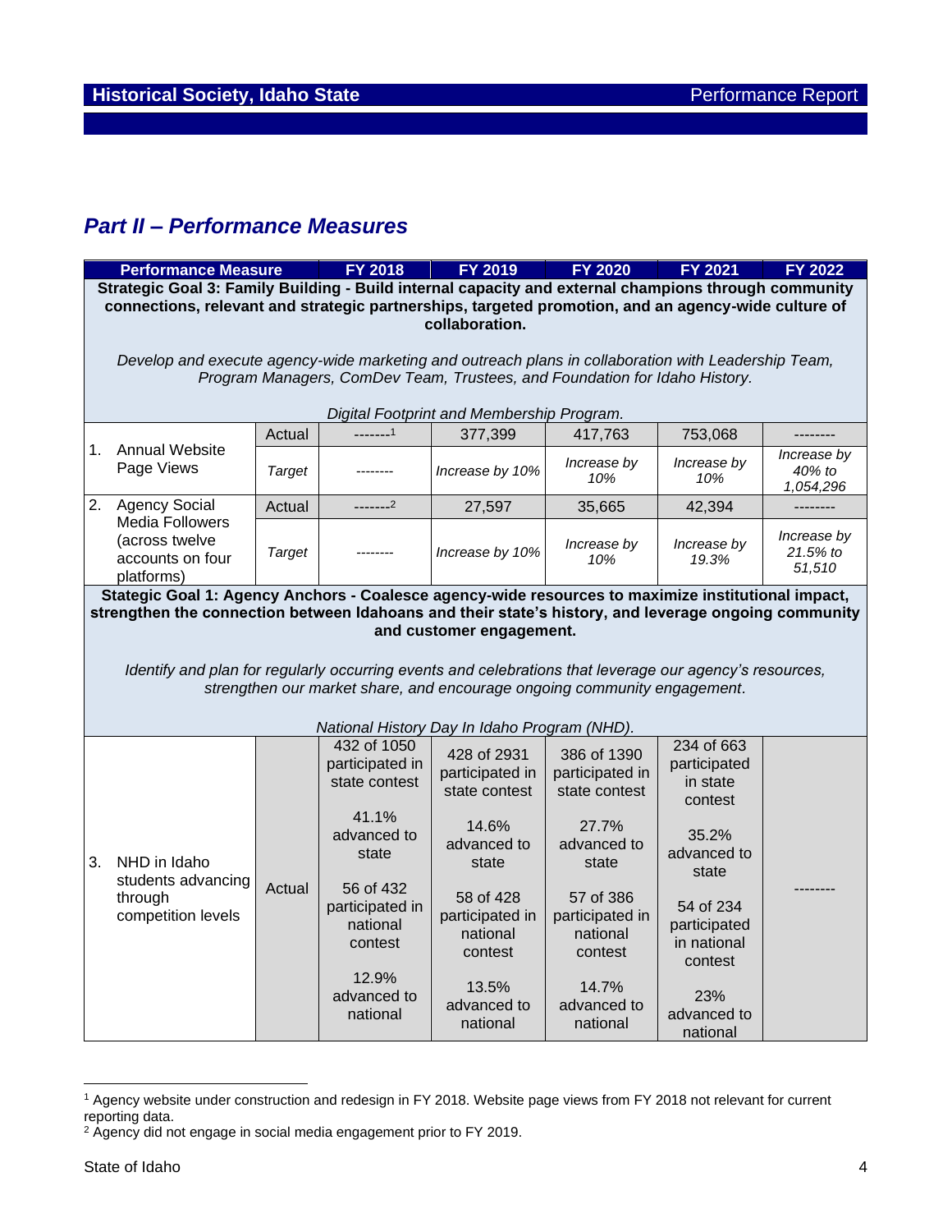## Part II – Performance Measures

| Performance Measure | | FY 2018 | FY 2019 | FY 2020 | FY 2021 | FY 2022 |
|---|---|---|---|---|---|---|
| **Strategic Goal 3: Family Building - Build internal capacity and external champions through community connections, relevant and strategic partnerships, targeted promotion, and an agency-wide culture of collaboration.** *Develop and execute agency-wide marketing and outreach plans in collaboration with Leadership Team, Program Managers, ComDev Team, Trustees, and Foundation for Idaho History.* *Digital Footprint and Membership Program.* | | | | | | |
| 1. Annual Website Page Views | Actual | -------[1] | 377,399 | 417,763 | 753,068 | -------- |
| | *Target* | -------- | *Increase by 10%* | *Increase by 10%* | *Increase by 10%* | *Increase by 40% to 1,054,296* |
| 2. Agency Social Media Followers (across twelve accounts on four platforms) | Actual | -------[2] | 27,597 | 35,665 | 42,394 | -------- |
| | *Target* | -------- | *Increase by 10%* | *Increase by 10%* | *Increase by 19.3%* | *Increase by 21.5% to 51,510* |
| **Stategic Goal 1: Agency Anchors - Coalesce agency-wide resources to maximize institutional impact, strengthen the connection between Idahoans and their state's history, and leverage ongoing community and customer engagement.** *Identify and plan for regularly occurring events and celebrations that leverage our agency's resources, strengthen our market share, and encourage ongoing community engagement.* *National History Day In Idaho Program (NHD).* | | | | | | |
| 3. NHD in Idaho students advancing through competition levels | Actual | 432 of 1050 participated in state contest<br><br>41.1% advanced to state<br><br>56 of 432 participated in national contest<br><br>12.9% advanced to national | 428 of 2931 participated in state contest<br><br>14.6% advanced to state<br><br>58 of 428 participated in national contest<br><br>13.5% advanced to national | 386 of 1390 participated in state contest<br><br>27.7% advanced to state<br><br>57 of 386 participated in national contest<br><br>14.7% advanced to national | 234 of 663 participated in state contest<br><br>35.2% advanced to state<br><br>54 of 234 participated in national contest<br><br>23% advanced to national | -------- |

[1] Agency website under construction and redesign in FY 2018. Website page views from FY 2018 not relevant for current reporting data.

[2] Agency did not engage in social media engagement prior to FY 2019.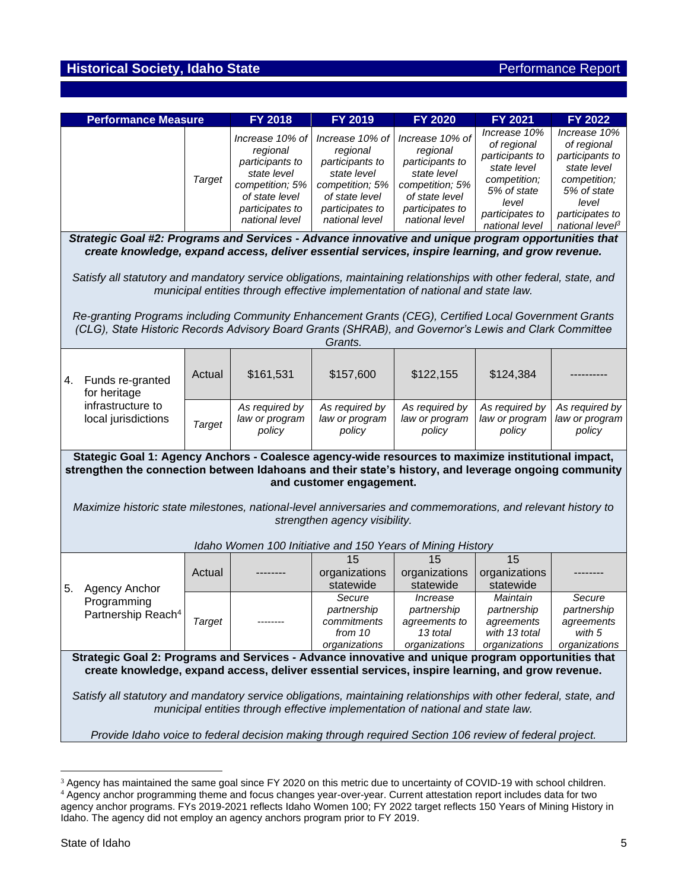| Performance Measure | | FY 2018 | FY 2019 | FY 2020 | FY 2021 | FY 2022 |
|---|---|---|---|---|---|---|
| | *Target* | *Increase 10% of regional participants to state level competition; 5% of state level participants to national level* | *Increase 10% of regional participants to state level competition; 5% of state level participants to national level* | *Increase 10% of regional participants to state level competition; 5% of state level participants to national level* | *Increase 10% of regional participants to state level competition; 5% of state level participants to national level* | *Increase 10% of regional participants to state level competition; 5% of state level participants to national level*[3] |
| **Strategic Goal #2: Programs and Services - Advance innovative and unique program opportunities that create knowledge, expand access, deliver essential services, inspire learning, and grow revenue.** *Satisfy all statutory and mandatory service obligations, maintaining relationships with other federal, state, and municipal entities through effective implementation of national and state law.* *Re-granting Programs including Community Enhancement Grants (CEG), Certified Local Government Grants (CLG), State Historic Records Advisory Board Grants (SHRAB), and Governor's Lewis and Clark Committee Grants.* | | | | | | |
| 4. Funds re-granted for heritage infrastructure to local jurisdictions | Actual | $161,531 | $157,600 | $122,155 | $124,384 | ---------- |
| | *Target* | *As required by law or program policy* | *As required by law or program policy* | *As required by law or program policy* | *As required by law or program policy* | *As required by law or program policy* |
| **Stategic Goal 1: Agency Anchors - Coalesce agency-wide resources to maximize institutional impact, strengthen the connection between Idahoans and their state's history, and leverage ongoing community and customer engagement.** *Maximize historic state milestones, national-level anniversaries and commemorations, and relevant history to strengthen agency visibility.* *Idaho Women 100 Initiative and 150 Years of Mining History* | | | | | | |
| 5. Agency Anchor Programming Partnership Reach[4] | Actual | -------- | 15 organizations statewide | 15 organizations statewide | 15 organizations statewide | -------- |
| | *Target* | -------- | *Secure partnership commitments from 10 organizations* | *Increase partnership agreements to 13 total organizations* | *Maintain partnership agreements with 13 total organizations* | *Secure partnership agreements with 5 organizations* |
| **Strategic Goal 2: Programs and Services - Advance innovative and unique program opportunities that create knowledge, expand access, deliver essential services, inspire learning, and grow revenue.** *Satisfy all statutory and mandatory service obligations, maintaining relationships with other federal, state, and municipal entities through effective implementation of national and state law.* *Provide Idaho voice to federal decision making through required Section 106 review of federal project.* | | | | | | |

[3] Agency has maintained the same goal since FY 2020 on this metric due to uncertainty of COVID-19 with school children.

[4] Agency anchor programming theme and focus changes year-over-year. Current attestation report includes data for two agency anchor programs. FYs 2019-2021 reflects Idaho Women 100; FY 2022 target reflects 150 Years of Mining History in Idaho. The agency did not employ an agency anchors program prior to FY 2019.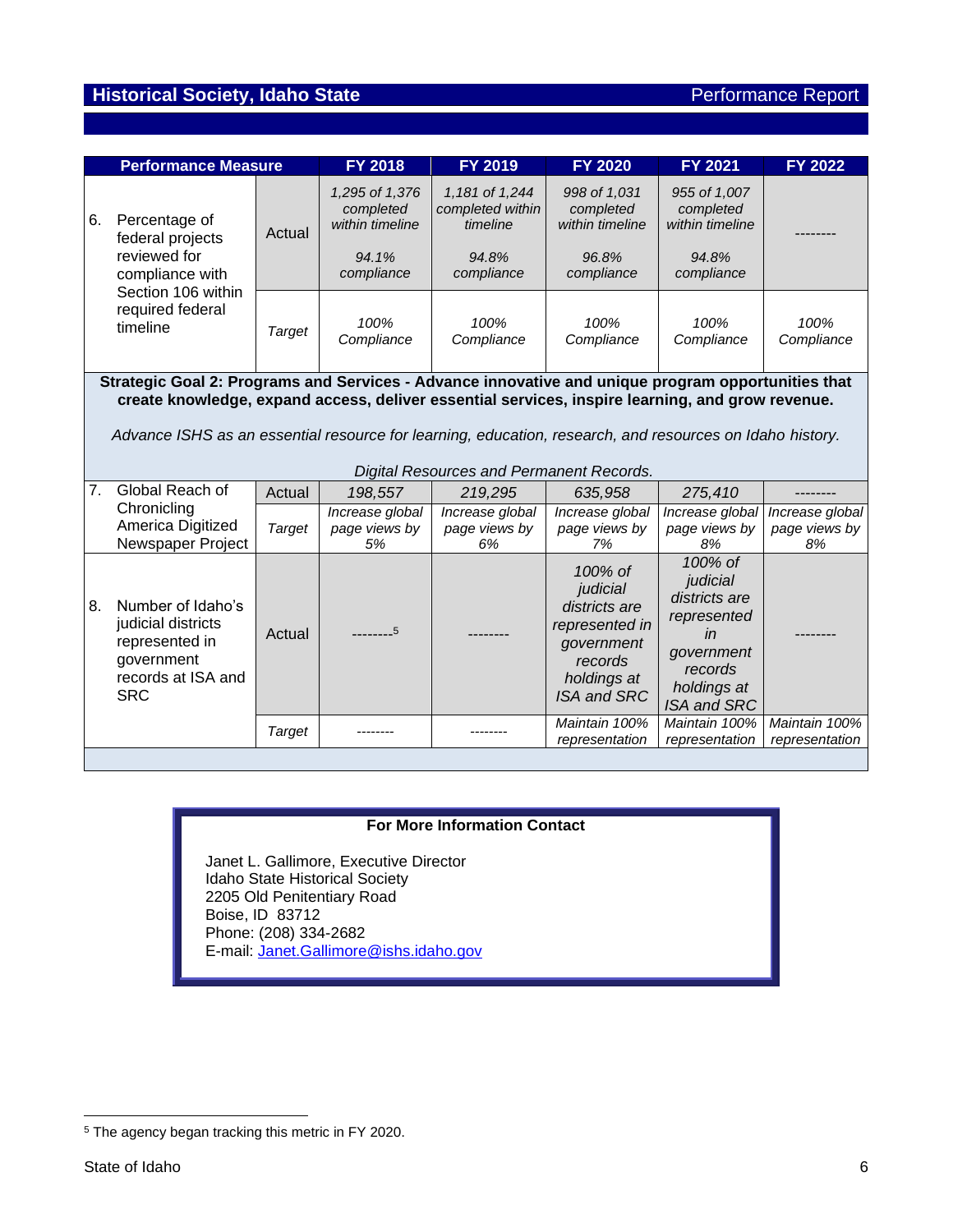| Performance Measure | | FY 2018 | FY 2019 | FY 2020 | FY 2021 | FY 2022 |
|---|---|---|---|---|---|---|
| 6. Percentage of federal projects reviewed for compliance with Section 106 within required federal timeline | Actual | *1,295 of 1,376 completed within timeline 94.1% compliance* | *1,181 of 1,244 completed within timeline 94.8% compliance* | *998 of 1,031 completed within timeline 96.8% compliance* | *955 of 1,007 completed within timeline 94.8% compliance* | -------- |
| | *Target* | *100% Compliance* | *100% Compliance* | *100% Compliance* | *100% Compliance* | *100% Compliance* |
| **Strategic Goal 2: Programs and Services - Advance innovative and unique program opportunities that create knowledge, expand access, deliver essential services, inspire learning, and grow revenue.** *Advance ISHS as an essential resource for learning, education, research, and resources on Idaho history.* *Digital Resources and Permanent Records.* | | | | | | |
| 7. Global Reach of Chronicling America Digitized Newspaper Project | Actual | *198,557* | *219,295* | *635,958* | *275,410* | -------- |
| | *Target* | *Increase global page views by 5%* | *Increase global page views by 6%* | *Increase global page views by 7%* | *Increase global page views by 8%* | *Increase global page views by 8%* |
| 8. Number of Idaho's judicial districts represented in government records at ISA and SRC | Actual | --------[5] | -------- | *100% of judicial districts are represented in government records holdings at ISA and SRC* | *100% of judicial districts are represented in government records holdings at ISA and SRC* | -------- |
| | *Target* | -------- | -------- | *Maintain 100% representation* | *Maintain 100% representation* | *Maintain 100% representation* |

**For More Information Contact**

Janet L. Gallimore, Executive Director
Idaho State Historical Society
2205 Old Penitentiary Road
Boise, ID 83712
Phone: (208) 334-2682
E-mail: Janet.Gallimore@ishs.idaho.gov

[5] The agency began tracking this metric in FY 2020.